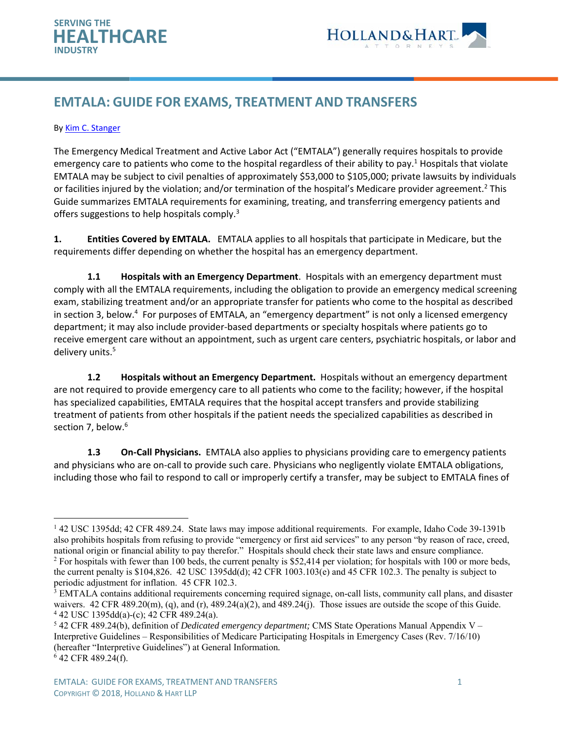SERVING THE
**HEALTHCARE**
INDUSTRY

HOLLAND & HART LLP
ATTORNEYS

# EMTALA: GUIDE FOR EXAMS, TREATMENT AND TRANSFERS

By Kim C. Stanger

The Emergency Medical Treatment and Active Labor Act ("EMTALA") generally requires hospitals to provide emergency care to patients who come to the hospital regardless of their ability to pay.[1] Hospitals that violate EMTALA may be subject to civil penalties of approximately $53,000 to $105,000; private lawsuits by individuals or facilities injured by the violation; and/or termination of the hospital's Medicare provider agreement.[2] This Guide summarizes EMTALA requirements for examining, treating, and transferring emergency patients and offers suggestions to help hospitals comply.[3]

**1. Entities Covered by EMTALA.** EMTALA applies to all hospitals that participate in Medicare, but the requirements differ depending on whether the hospital has an emergency department.

**1.1 Hospitals with an Emergency Department**. Hospitals with an emergency department must comply with all the EMTALA requirements, including the obligation to provide an emergency medical screening exam, stabilizing treatment and/or an appropriate transfer for patients who come to the hospital as described in section 3, below.[4] For purposes of EMTALA, an "emergency department" is not only a licensed emergency department; it may also include provider-based departments or specialty hospitals where patients go to receive emergent care without an appointment, such as urgent care centers, psychiatric hospitals, or labor and delivery units.[5]

**1.2 Hospitals without an Emergency Department.** Hospitals without an emergency department are not required to provide emergency care to all patients who come to the facility; however, if the hospital has specialized capabilities, EMTALA requires that the hospital accept transfers and provide stabilizing treatment of patients from other hospitals if the patient needs the specialized capabilities as described in section 7, below.[6]

**1.3 On-Call Physicians.** EMTALA also applies to physicians providing care to emergency patients and physicians who are on-call to provide such care. Physicians who negligently violate EMTALA obligations, including those who fail to respond to call or improperly certify a transfer, may be subject to EMTALA fines of

---

[1] 42 USC 1395dd; 42 CFR 489.24. State laws may impose additional requirements. For example, Idaho Code 39-1391b also prohibits hospitals from refusing to provide "emergency or first aid services" to any person "by reason of race, creed, national origin or financial ability to pay therefor." Hospitals should check their state laws and ensure compliance.

[2] For hospitals with fewer than 100 beds, the current penalty is $52,414 per violation; for hospitals with 100 or more beds, the current penalty is $104,826. 42 USC 1395dd(d); 42 CFR 1003.103(e) and 45 CFR 102.3. The penalty is subject to periodic adjustment for inflation. 45 CFR 102.3.

[3] EMTALA contains additional requirements concerning required signage, on-call lists, community call plans, and disaster waivers. 42 CFR 489.20(m), (q), and (r), 489.24(a)(2), and 489.24(j). Those issues are outside the scope of this Guide.

[4] 42 USC 1395dd(a)-(c); 42 CFR 489.24(a).

[5] 42 CFR 489.24(b), definition of *Dedicated emergency department;* CMS State Operations Manual Appendix V – Interpretive Guidelines – Responsibilities of Medicare Participating Hospitals in Emergency Cases (Rev. 7/16/10) (hereafter "Interpretive Guidelines") at General Information.

[6] 42 CFR 489.24(f).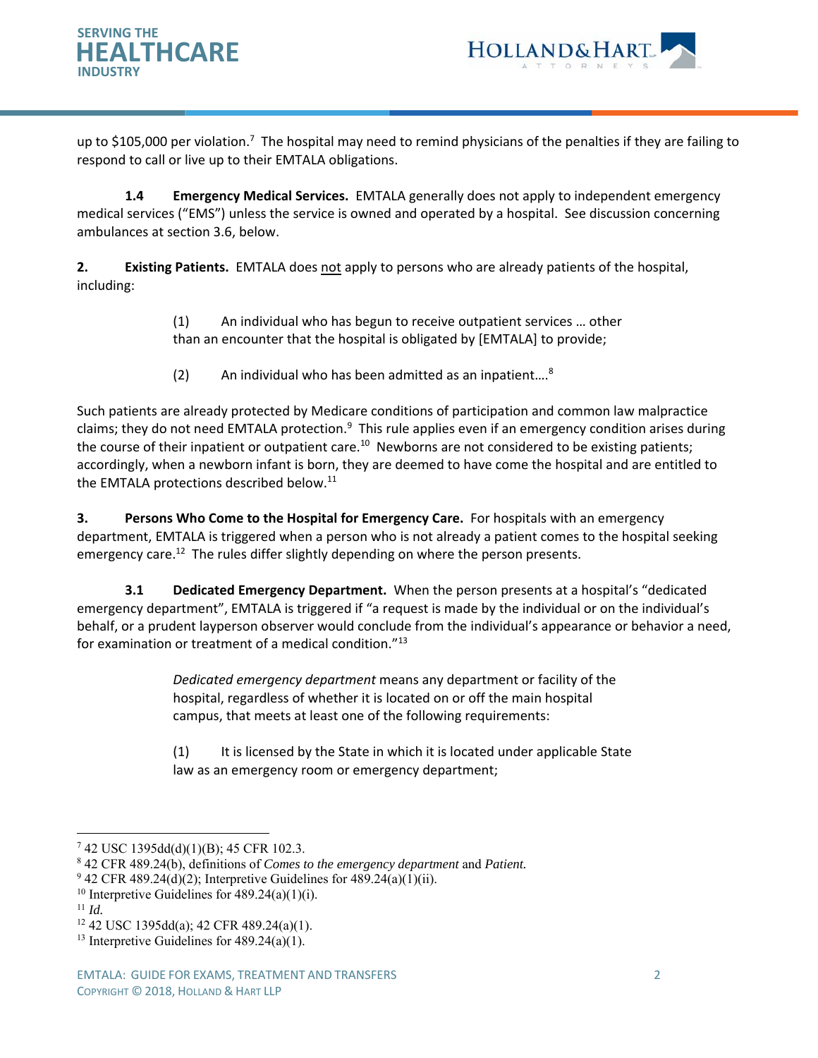up to $105,000 per violation.[7] The hospital may need to remind physicians of the penalties if they are failing to respond to call or live up to their EMTALA obligations.

**1.4 Emergency Medical Services.** EMTALA generally does not apply to independent emergency medical services ("EMS") unless the service is owned and operated by a hospital. See discussion concerning ambulances at section 3.6, below.

**2. Existing Patients.** EMTALA does <u>not</u> apply to persons who are already patients of the hospital, including:

> (1) An individual who has begun to receive outpatient services … other than an encounter that the hospital is obligated by [EMTALA] to provide;
>
> (2) An individual who has been admitted as an inpatient….[8]

Such patients are already protected by Medicare conditions of participation and common law malpractice claims; they do not need EMTALA protection.[9] This rule applies even if an emergency condition arises during the course of their inpatient or outpatient care.[10] Newborns are not considered to be existing patients; accordingly, when a newborn infant is born, they are deemed to have come the hospital and are entitled to the EMTALA protections described below.[11]

**3. Persons Who Come to the Hospital for Emergency Care.** For hospitals with an emergency department, EMTALA is triggered when a person who is not already a patient comes to the hospital seeking emergency care.[12] The rules differ slightly depending on where the person presents.

**3.1 Dedicated Emergency Department.** When the person presents at a hospital's "dedicated emergency department", EMTALA is triggered if "a request is made by the individual or on the individual's behalf, or a prudent layperson observer would conclude from the individual's appearance or behavior a need, for examination or treatment of a medical condition."[13]

> *Dedicated emergency department* means any department or facility of the hospital, regardless of whether it is located on or off the main hospital campus, that meets at least one of the following requirements:
>
> (1) It is licensed by the State in which it is located under applicable State law as an emergency room or emergency department;

---

[7] 42 USC 1395dd(d)(1)(B); 45 CFR 102.3.

[8] 42 CFR 489.24(b), definitions of *Comes to the emergency department* and *Patient.*

[9] 42 CFR 489.24(d)(2); Interpretive Guidelines for 489.24(a)(1)(ii).

[10] Interpretive Guidelines for 489.24(a)(1)(i).

[11] *Id.*

[12] 42 USC 1395dd(a); 42 CFR 489.24(a)(1).

[13] Interpretive Guidelines for 489.24(a)(1).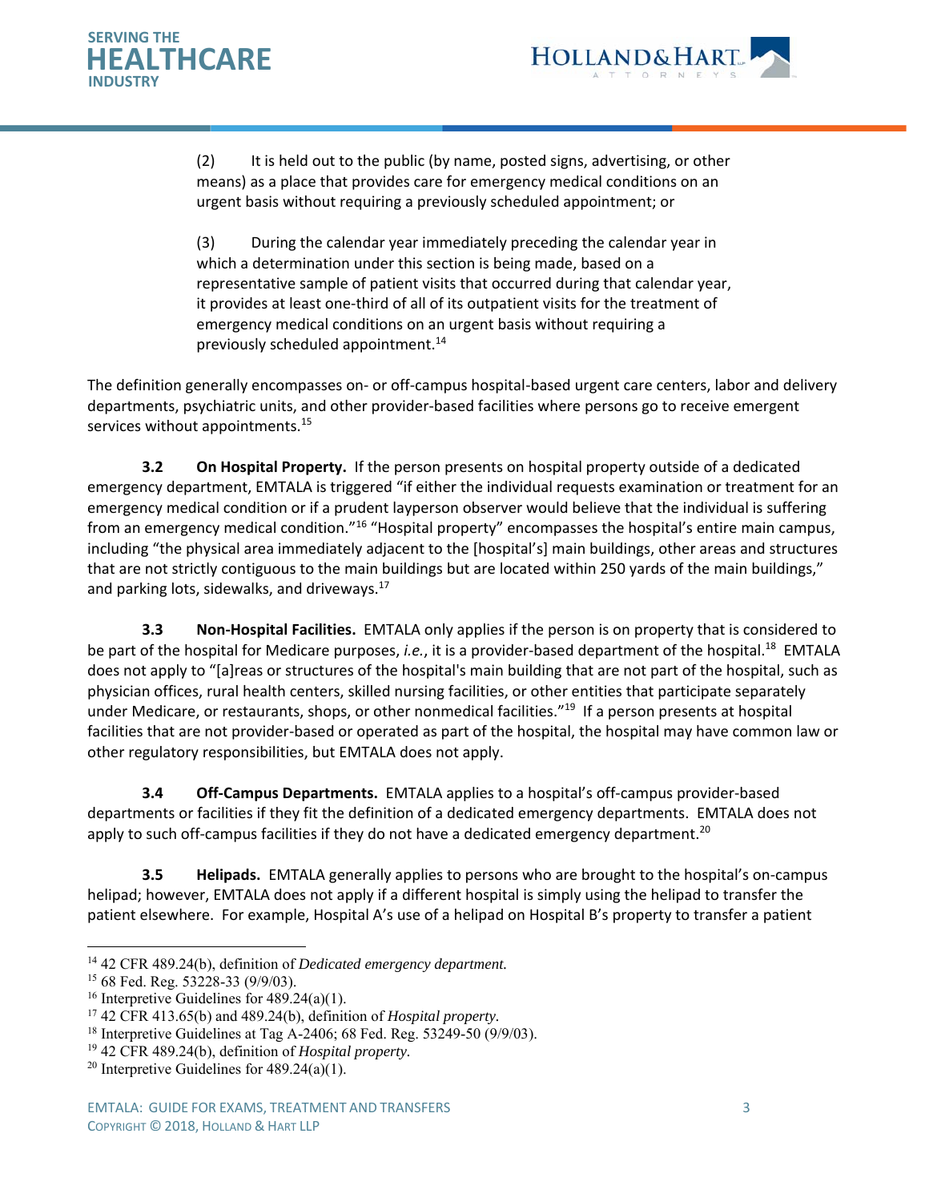(2) It is held out to the public (by name, posted signs, advertising, or other means) as a place that provides care for emergency medical conditions on an urgent basis without requiring a previously scheduled appointment; or

(3) During the calendar year immediately preceding the calendar year in which a determination under this section is being made, based on a representative sample of patient visits that occurred during that calendar year, it provides at least one-third of all of its outpatient visits for the treatment of emergency medical conditions on an urgent basis without requiring a previously scheduled appointment.[14]

The definition generally encompasses on- or off-campus hospital-based urgent care centers, labor and delivery departments, psychiatric units, and other provider-based facilities where persons go to receive emergent services without appointments.[15]

**3.2 On Hospital Property.** If the person presents on hospital property outside of a dedicated emergency department, EMTALA is triggered "if either the individual requests examination or treatment for an emergency medical condition or if a prudent layperson observer would believe that the individual is suffering from an emergency medical condition."[16] "Hospital property" encompasses the hospital's entire main campus, including "the physical area immediately adjacent to the [hospital's] main buildings, other areas and structures that are not strictly contiguous to the main buildings but are located within 250 yards of the main buildings," and parking lots, sidewalks, and driveways.[17]

**3.3 Non-Hospital Facilities.** EMTALA only applies if the person is on property that is considered to be part of the hospital for Medicare purposes, *i.e.*, it is a provider-based department of the hospital.[18] EMTALA does not apply to "[a]reas or structures of the hospital's main building that are not part of the hospital, such as physician offices, rural health centers, skilled nursing facilities, or other entities that participate separately under Medicare, or restaurants, shops, or other nonmedical facilities."[19] If a person presents at hospital facilities that are not provider-based or operated as part of the hospital, the hospital may have common law or other regulatory responsibilities, but EMTALA does not apply.

**3.4 Off-Campus Departments.** EMTALA applies to a hospital's off-campus provider-based departments or facilities if they fit the definition of a dedicated emergency departments. EMTALA does not apply to such off-campus facilities if they do not have a dedicated emergency department.[20]

**3.5 Helipads.** EMTALA generally applies to persons who are brought to the hospital's on-campus helipad; however, EMTALA does not apply if a different hospital is simply using the helipad to transfer the patient elsewhere. For example, Hospital A's use of a helipad on Hospital B's property to transfer a patient

---

[14] 42 CFR 489.24(b), definition of *Dedicated emergency department.*

[15] 68 Fed. Reg. 53228-33 (9/9/03).

[16] Interpretive Guidelines for 489.24(a)(1).

[17] 42 CFR 413.65(b) and 489.24(b), definition of *Hospital property*.

[18] Interpretive Guidelines at Tag A-2406; 68 Fed. Reg. 53249-50 (9/9/03).

[19] 42 CFR 489.24(b), definition of *Hospital property.*

[20] Interpretive Guidelines for 489.24(a)(1).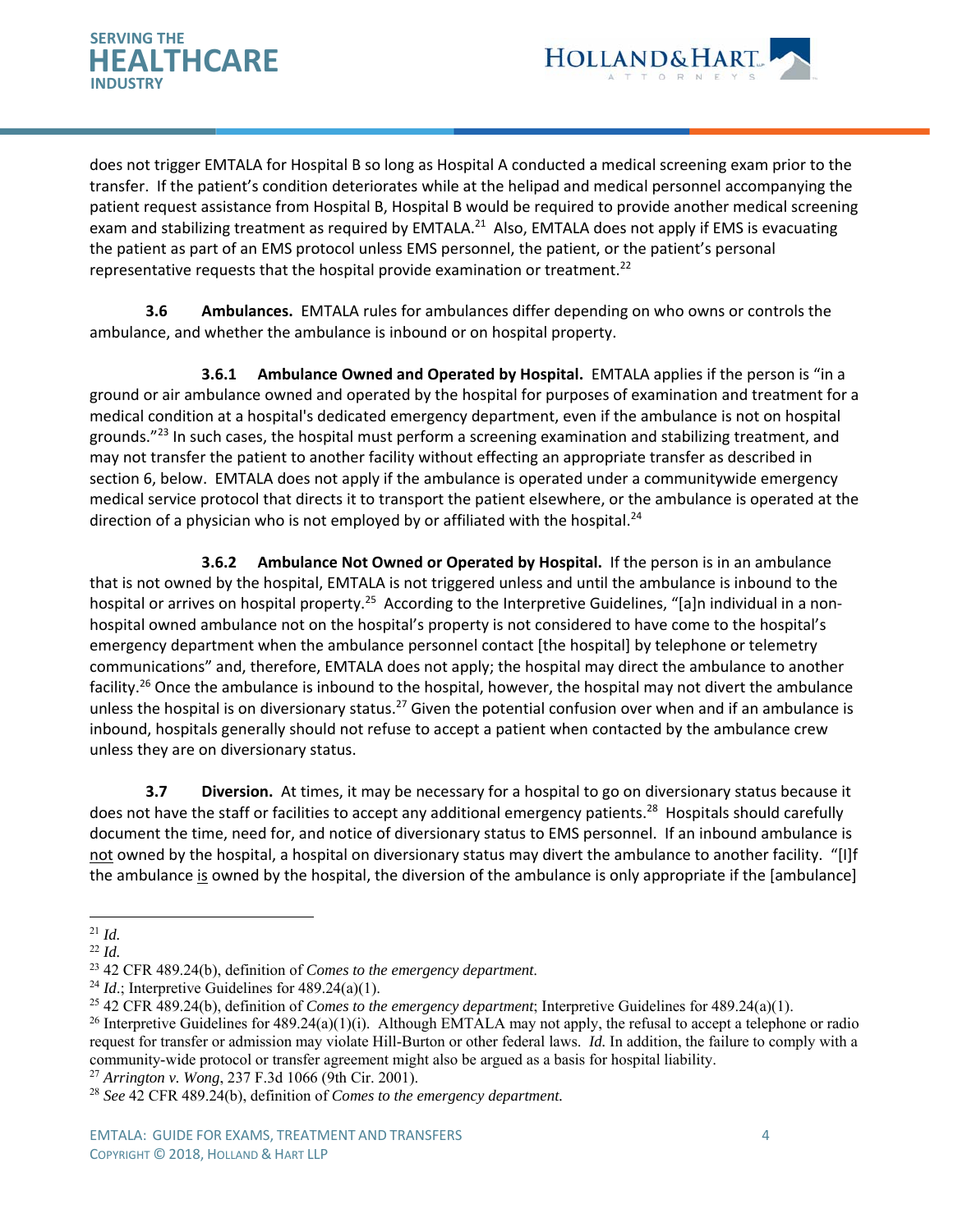does not trigger EMTALA for Hospital B so long as Hospital A conducted a medical screening exam prior to the transfer. If the patient's condition deteriorates while at the helipad and medical personnel accompanying the patient request assistance from Hospital B, Hospital B would be required to provide another medical screening exam and stabilizing treatment as required by EMTALA.[21] Also, EMTALA does not apply if EMS is evacuating the patient as part of an EMS protocol unless EMS personnel, the patient, or the patient's personal representative requests that the hospital provide examination or treatment.[22]

**3.6 Ambulances.** EMTALA rules for ambulances differ depending on who owns or controls the ambulance, and whether the ambulance is inbound or on hospital property.

**3.6.1 Ambulance Owned and Operated by Hospital.** EMTALA applies if the person is "in a ground or air ambulance owned and operated by the hospital for purposes of examination and treatment for a medical condition at a hospital's dedicated emergency department, even if the ambulance is not on hospital grounds."[23] In such cases, the hospital must perform a screening examination and stabilizing treatment, and may not transfer the patient to another facility without effecting an appropriate transfer as described in section 6, below. EMTALA does not apply if the ambulance is operated under a communitywide emergency medical service protocol that directs it to transport the patient elsewhere, or the ambulance is operated at the direction of a physician who is not employed by or affiliated with the hospital.[24]

**3.6.2 Ambulance Not Owned or Operated by Hospital.** If the person is in an ambulance that is not owned by the hospital, EMTALA is not triggered unless and until the ambulance is inbound to the hospital or arrives on hospital property.[25] According to the Interpretive Guidelines, "[a]n individual in a non-hospital owned ambulance not on the hospital's property is not considered to have come to the hospital's emergency department when the ambulance personnel contact [the hospital] by telephone or telemetry communications" and, therefore, EMTALA does not apply; the hospital may direct the ambulance to another facility.[26] Once the ambulance is inbound to the hospital, however, the hospital may not divert the ambulance unless the hospital is on diversionary status.[27] Given the potential confusion over when and if an ambulance is inbound, hospitals generally should not refuse to accept a patient when contacted by the ambulance crew unless they are on diversionary status.

**3.7 Diversion.** At times, it may be necessary for a hospital to go on diversionary status because it does not have the staff or facilities to accept any additional emergency patients.[28] Hospitals should carefully document the time, need for, and notice of diversionary status to EMS personnel. If an inbound ambulance is <u>not</u> owned by the hospital, a hospital on diversionary status may divert the ambulance to another facility. "[I]f the ambulance <u>is</u> owned by the hospital, the diversion of the ambulance is only appropriate if the [ambulance]

---

[21] *Id.*

[22] *Id.*

[23] 42 CFR 489.24(b), definition of *Comes to the emergency department*.

[24] *Id.*; Interpretive Guidelines for 489.24(a)(1).

[25] 42 CFR 489.24(b), definition of *Comes to the emergency department*; Interpretive Guidelines for 489.24(a)(1).

[26] Interpretive Guidelines for 489.24(a)(1)(i). Although EMTALA may not apply, the refusal to accept a telephone or radio request for transfer or admission may violate Hill-Burton or other federal laws. *Id.* In addition, the failure to comply with a community-wide protocol or transfer agreement might also be argued as a basis for hospital liability.

[27] *Arrington v. Wong*, 237 F.3d 1066 (9th Cir. 2001).

[28] *See* 42 CFR 489.24(b), definition of *Comes to the emergency department.*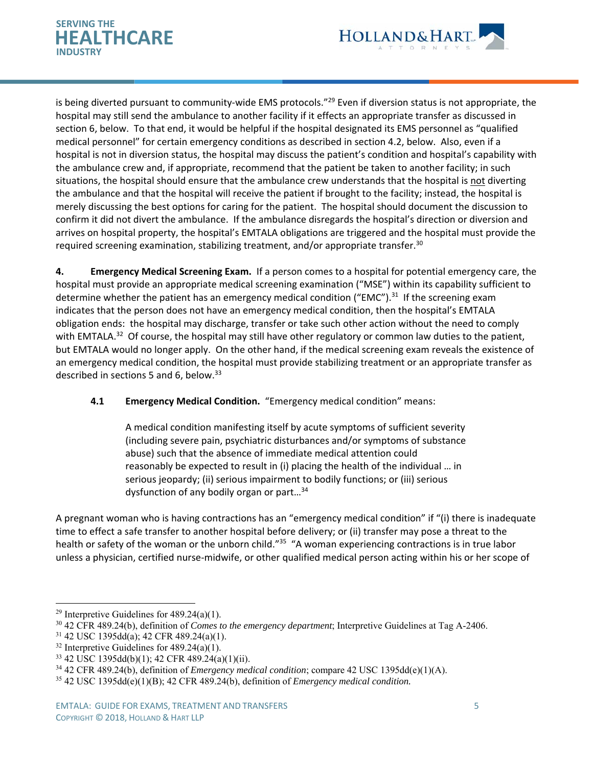is being diverted pursuant to community-wide EMS protocols."[29] Even if diversion status is not appropriate, the hospital may still send the ambulance to another facility if it effects an appropriate transfer as discussed in section 6, below. To that end, it would be helpful if the hospital designated its EMS personnel as "qualified medical personnel" for certain emergency conditions as described in section 4.2, below. Also, even if a hospital is not in diversion status, the hospital may discuss the patient's condition and hospital's capability with the ambulance crew and, if appropriate, recommend that the patient be taken to another facility; in such situations, the hospital should ensure that the ambulance crew understands that the hospital is <u>not</u> diverting the ambulance and that the hospital will receive the patient if brought to the facility; instead, the hospital is merely discussing the best options for caring for the patient. The hospital should document the discussion to confirm it did not divert the ambulance. If the ambulance disregards the hospital's direction or diversion and arrives on hospital property, the hospital's EMTALA obligations are triggered and the hospital must provide the required screening examination, stabilizing treatment, and/or appropriate transfer.[30]

**4. Emergency Medical Screening Exam.** If a person comes to a hospital for potential emergency care, the hospital must provide an appropriate medical screening examination ("MSE") within its capability sufficient to determine whether the patient has an emergency medical condition ("EMC").[31] If the screening exam indicates that the person does not have an emergency medical condition, then the hospital's EMTALA obligation ends: the hospital may discharge, transfer or take such other action without the need to comply with EMTALA.[32] Of course, the hospital may still have other regulatory or common law duties to the patient, but EMTALA would no longer apply. On the other hand, if the medical screening exam reveals the existence of an emergency medical condition, the hospital must provide stabilizing treatment or an appropriate transfer as described in sections 5 and 6, below.[33]

**4.1 Emergency Medical Condition.** "Emergency medical condition" means:

> A medical condition manifesting itself by acute symptoms of sufficient severity (including severe pain, psychiatric disturbances and/or symptoms of substance abuse) such that the absence of immediate medical attention could reasonably be expected to result in (i) placing the health of the individual … in serious jeopardy; (ii) serious impairment to bodily functions; or (iii) serious dysfunction of any bodily organ or part…[34]

A pregnant woman who is having contractions has an "emergency medical condition" if "(i) there is inadequate time to effect a safe transfer to another hospital before delivery; or (ii) transfer may pose a threat to the health or safety of the woman or the unborn child."[35] "A woman experiencing contractions is in true labor unless a physician, certified nurse-midwife, or other qualified medical person acting within his or her scope of

---

[29] Interpretive Guidelines for 489.24(a)(1).

[30] 42 CFR 489.24(b), definition of *Comes to the emergency department*; Interpretive Guidelines at Tag A-2406.

[31] 42 USC 1395dd(a); 42 CFR 489.24(a)(1).

[32] Interpretive Guidelines for 489.24(a)(1).

[33] 42 USC 1395dd(b)(1); 42 CFR 489.24(a)(1)(ii).

[34] 42 CFR 489.24(b), definition of *Emergency medical condition*; compare 42 USC 1395dd(e)(1)(A).

[35] 42 USC 1395dd(e)(1)(B); 42 CFR 489.24(b), definition of *Emergency medical condition.*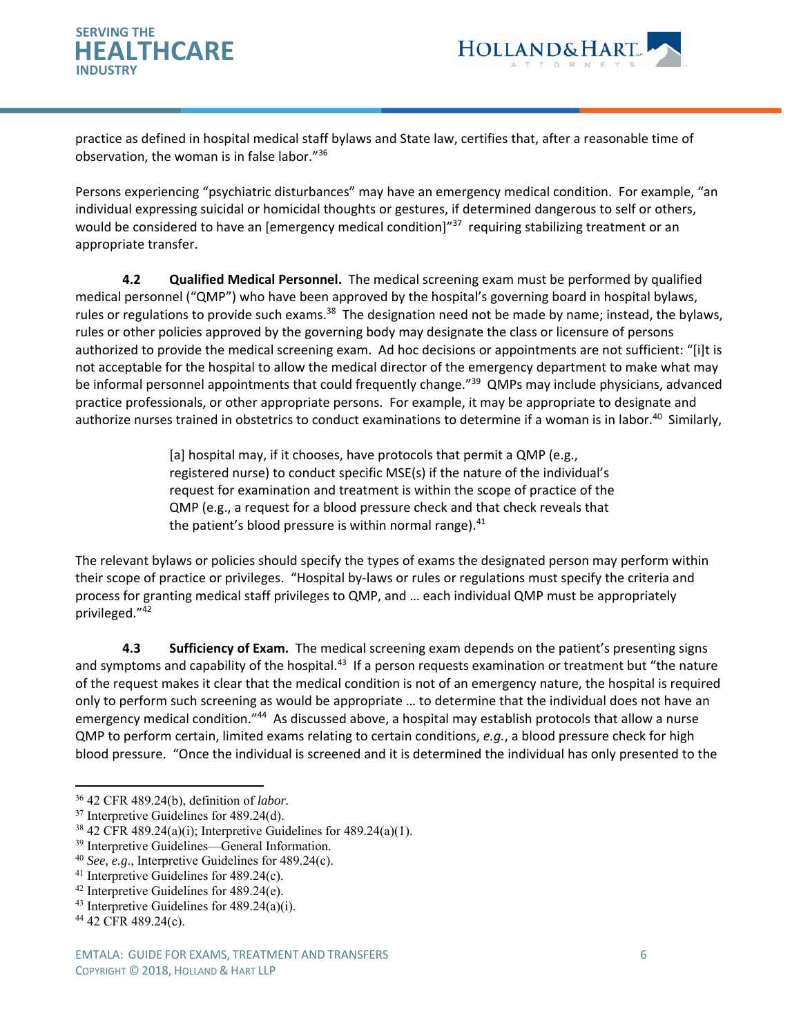practice as defined in hospital medical staff bylaws and State law, certifies that, after a reasonable time of observation, the woman is in false labor."[36]

Persons experiencing "psychiatric disturbances" may have an emergency medical condition. For example, "an individual expressing suicidal or homicidal thoughts or gestures, if determined dangerous to self or others, would be considered to have an [emergency medical condition]"[37] requiring stabilizing treatment or an appropriate transfer.

**4.2 Qualified Medical Personnel.** The medical screening exam must be performed by qualified medical personnel ("QMP") who have been approved by the hospital's governing board in hospital bylaws, rules or regulations to provide such exams.[38] The designation need not be made by name; instead, the bylaws, rules or other policies approved by the governing body may designate the class or licensure of persons authorized to provide the medical screening exam. Ad hoc decisions or appointments are not sufficient: "[i]t is not acceptable for the hospital to allow the medical director of the emergency department to make what may be informal personnel appointments that could frequently change."[39] QMPs may include physicians, advanced practice professionals, or other appropriate persons. For example, it may be appropriate to designate and authorize nurses trained in obstetrics to conduct examinations to determine if a woman is in labor.[40] Similarly,

> [a] hospital may, if it chooses, have protocols that permit a QMP (e.g., registered nurse) to conduct specific MSE(s) if the nature of the individual's request for examination and treatment is within the scope of practice of the QMP (e.g., a request for a blood pressure check and that check reveals that the patient's blood pressure is within normal range).[41]

The relevant bylaws or policies should specify the types of exams the designated person may perform within their scope of practice or privileges. "Hospital by-laws or rules or regulations must specify the criteria and process for granting medical staff privileges to QMP, and … each individual QMP must be appropriately privileged."[42]

**4.3 Sufficiency of Exam.** The medical screening exam depends on the patient's presenting signs and symptoms and capability of the hospital.[43] If a person requests examination or treatment but "the nature of the request makes it clear that the medical condition is not of an emergency nature, the hospital is required only to perform such screening as would be appropriate … to determine that the individual does not have an emergency medical condition."[44] As discussed above, a hospital may establish protocols that allow a nurse QMP to perform certain, limited exams relating to certain conditions, *e.g.*, a blood pressure check for high blood pressure. "Once the individual is screened and it is determined the individual has only presented to the

---

[36] 42 CFR 489.24(b), definition of *labor*.

[37] Interpretive Guidelines for 489.24(d).

[38] 42 CFR 489.24(a)(i); Interpretive Guidelines for 489.24(a)(1).

[39] Interpretive Guidelines—General Information.

[40] *See, e.g.*, Interpretive Guidelines for 489.24(c).

[41] Interpretive Guidelines for 489.24(c).

[42] Interpretive Guidelines for 489.24(e).

[43] Interpretive Guidelines for 489.24(a)(i).

[44] 42 CFR 489.24(c).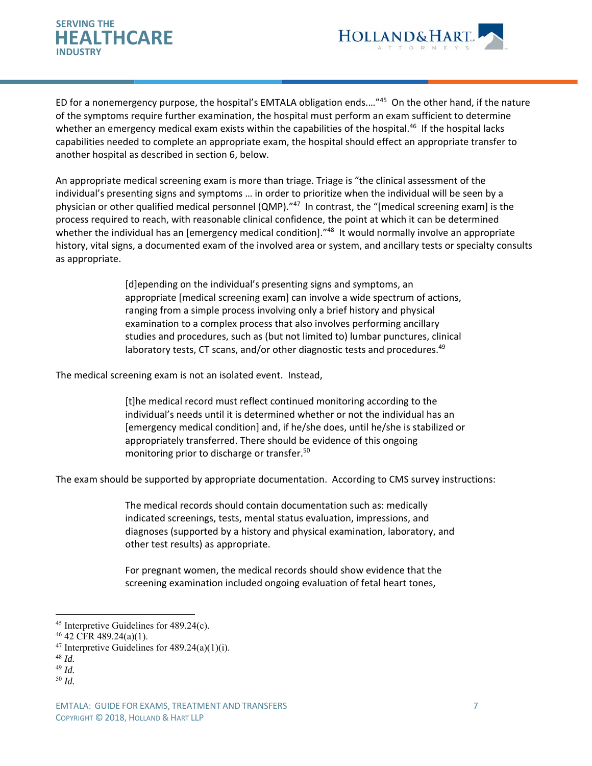ED for a nonemergency purpose, the hospital's EMTALA obligation ends…."[45] On the other hand, if the nature of the symptoms require further examination, the hospital must perform an exam sufficient to determine whether an emergency medical exam exists within the capabilities of the hospital.[46] If the hospital lacks capabilities needed to complete an appropriate exam, the hospital should effect an appropriate transfer to another hospital as described in section 6, below.

An appropriate medical screening exam is more than triage. Triage is "the clinical assessment of the individual's presenting signs and symptoms … in order to prioritize when the individual will be seen by a physician or other qualified medical personnel (QMP)."[47] In contrast, the "[medical screening exam] is the process required to reach, with reasonable clinical confidence, the point at which it can be determined whether the individual has an [emergency medical condition]."[48] It would normally involve an appropriate history, vital signs, a documented exam of the involved area or system, and ancillary tests or specialty consults as appropriate.

> [d]epending on the individual's presenting signs and symptoms, an appropriate [medical screening exam] can involve a wide spectrum of actions, ranging from a simple process involving only a brief history and physical examination to a complex process that also involves performing ancillary studies and procedures, such as (but not limited to) lumbar punctures, clinical laboratory tests, CT scans, and/or other diagnostic tests and procedures.[49]

The medical screening exam is not an isolated event. Instead,

> [t]he medical record must reflect continued monitoring according to the individual's needs until it is determined whether or not the individual has an [emergency medical condition] and, if he/she does, until he/she is stabilized or appropriately transferred. There should be evidence of this ongoing monitoring prior to discharge or transfer.[50]

The exam should be supported by appropriate documentation. According to CMS survey instructions:

> The medical records should contain documentation such as: medically indicated screenings, tests, mental status evaluation, impressions, and diagnoses (supported by a history and physical examination, laboratory, and other test results) as appropriate.
>
> For pregnant women, the medical records should show evidence that the screening examination included ongoing evaluation of fetal heart tones,

---

[45] Interpretive Guidelines for 489.24(c).
[46] 42 CFR 489.24(a)(1).
[47] Interpretive Guidelines for 489.24(a)(1)(i).
[48] *Id.*
[49] *Id.*
[50] *Id.*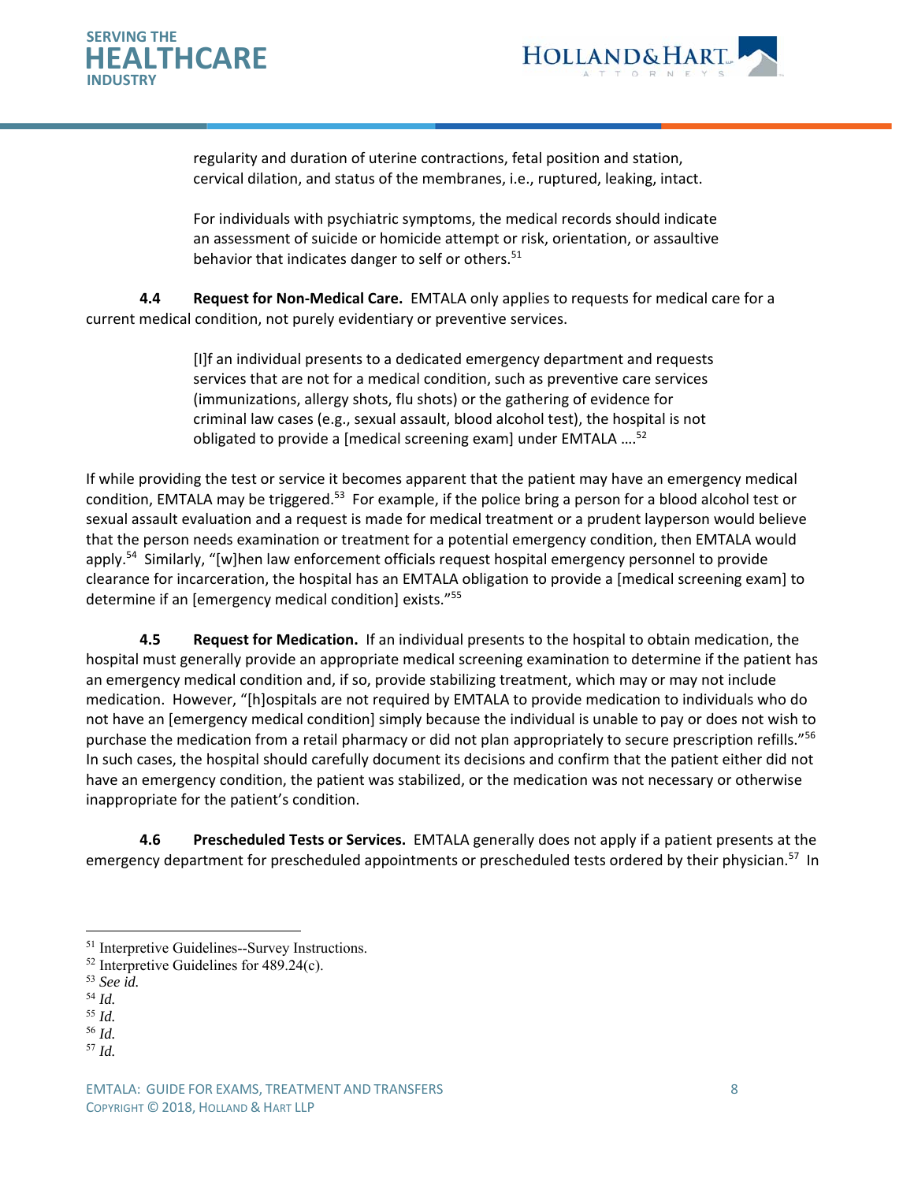regularity and duration of uterine contractions, fetal position and station, cervical dilation, and status of the membranes, i.e., ruptured, leaking, intact.

> For individuals with psychiatric symptoms, the medical records should indicate an assessment of suicide or homicide attempt or risk, orientation, or assaultive behavior that indicates danger to self or others.[51]

**4.4 Request for Non-Medical Care.** EMTALA only applies to requests for medical care for a current medical condition, not purely evidentiary or preventive services.

> [I]f an individual presents to a dedicated emergency department and requests services that are not for a medical condition, such as preventive care services (immunizations, allergy shots, flu shots) or the gathering of evidence for criminal law cases (e.g., sexual assault, blood alcohol test), the hospital is not obligated to provide a [medical screening exam] under EMTALA ….[52]

If while providing the test or service it becomes apparent that the patient may have an emergency medical condition, EMTALA may be triggered.[53] For example, if the police bring a person for a blood alcohol test or sexual assault evaluation and a request is made for medical treatment or a prudent layperson would believe that the person needs examination or treatment for a potential emergency condition, then EMTALA would apply.[54] Similarly, "[w]hen law enforcement officials request hospital emergency personnel to provide clearance for incarceration, the hospital has an EMTALA obligation to provide a [medical screening exam] to determine if an [emergency medical condition] exists."[55]

**4.5 Request for Medication.** If an individual presents to the hospital to obtain medication, the hospital must generally provide an appropriate medical screening examination to determine if the patient has an emergency medical condition and, if so, provide stabilizing treatment, which may or may not include medication. However, "[h]ospitals are not required by EMTALA to provide medication to individuals who do not have an [emergency medical condition] simply because the individual is unable to pay or does not wish to purchase the medication from a retail pharmacy or did not plan appropriately to secure prescription refills."[56] In such cases, the hospital should carefully document its decisions and confirm that the patient either did not have an emergency condition, the patient was stabilized, or the medication was not necessary or otherwise inappropriate for the patient's condition.

**4.6 Prescheduled Tests or Services.** EMTALA generally does not apply if a patient presents at the emergency department for prescheduled appointments or prescheduled tests ordered by their physician.[57] In

---

[51] Interpretive Guidelines--Survey Instructions.

[52] Interpretive Guidelines for 489.24(c).

[53] *See id.*

[54] *Id.*

[55] *Id.*

[56] *Id.*

[57] *Id.*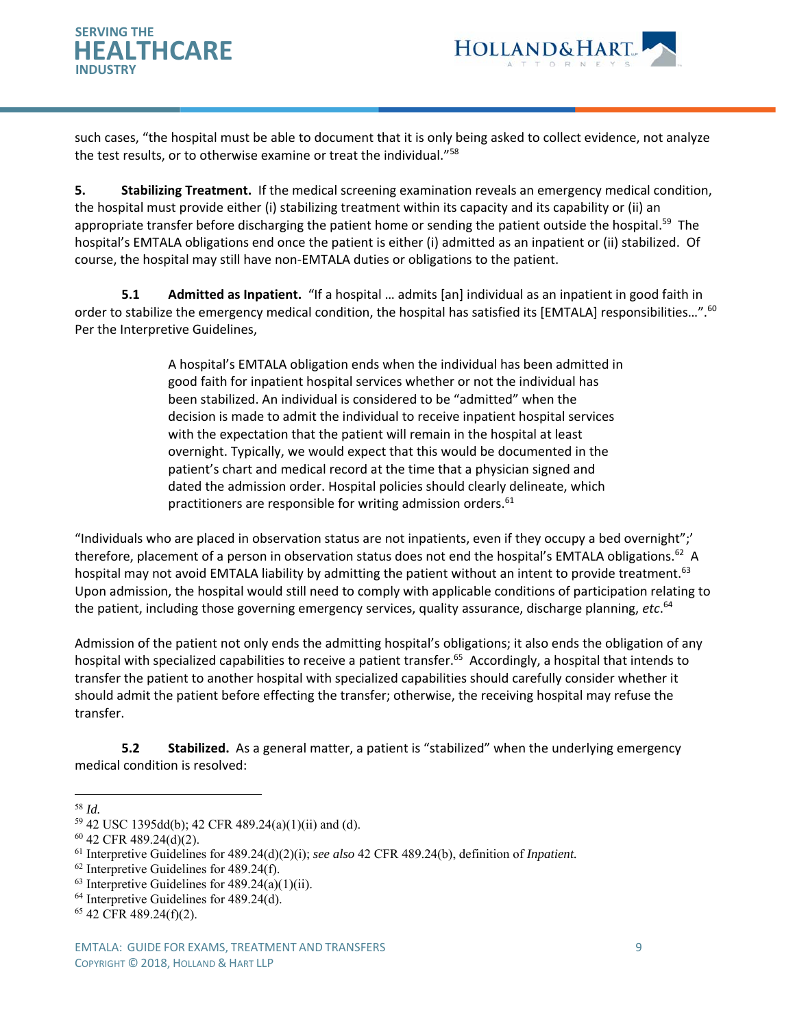such cases, "the hospital must be able to document that it is only being asked to collect evidence, not analyze the test results, or to otherwise examine or treat the individual."[58]

**5. Stabilizing Treatment.** If the medical screening examination reveals an emergency medical condition, the hospital must provide either (i) stabilizing treatment within its capacity and its capability or (ii) an appropriate transfer before discharging the patient home or sending the patient outside the hospital.[59] The hospital's EMTALA obligations end once the patient is either (i) admitted as an inpatient or (ii) stabilized. Of course, the hospital may still have non-EMTALA duties or obligations to the patient.

**5.1 Admitted as Inpatient.** "If a hospital … admits [an] individual as an inpatient in good faith in order to stabilize the emergency medical condition, the hospital has satisfied its [EMTALA] responsibilities…".[60] Per the Interpretive Guidelines,

> A hospital's EMTALA obligation ends when the individual has been admitted in good faith for inpatient hospital services whether or not the individual has been stabilized. An individual is considered to be "admitted" when the decision is made to admit the individual to receive inpatient hospital services with the expectation that the patient will remain in the hospital at least overnight. Typically, we would expect that this would be documented in the patient's chart and medical record at the time that a physician signed and dated the admission order. Hospital policies should clearly delineate, which practitioners are responsible for writing admission orders.[61]

"Individuals who are placed in observation status are not inpatients, even if they occupy a bed overnight";' therefore, placement of a person in observation status does not end the hospital's EMTALA obligations.[62] A hospital may not avoid EMTALA liability by admitting the patient without an intent to provide treatment.[63] Upon admission, the hospital would still need to comply with applicable conditions of participation relating to the patient, including those governing emergency services, quality assurance, discharge planning, *etc*.[64]

Admission of the patient not only ends the admitting hospital's obligations; it also ends the obligation of any hospital with specialized capabilities to receive a patient transfer.[65] Accordingly, a hospital that intends to transfer the patient to another hospital with specialized capabilities should carefully consider whether it should admit the patient before effecting the transfer; otherwise, the receiving hospital may refuse the transfer.

**5.2 Stabilized.** As a general matter, a patient is "stabilized" when the underlying emergency medical condition is resolved:

---

[58] *Id.*

[59] 42 USC 1395dd(b); 42 CFR 489.24(a)(1)(ii) and (d).

[60] 42 CFR 489.24(d)(2).

[61] Interpretive Guidelines for 489.24(d)(2)(i); *see also* 42 CFR 489.24(b), definition of *Inpatient.*

[62] Interpretive Guidelines for 489.24(f).

[63] Interpretive Guidelines for 489.24(a)(1)(ii).

[64] Interpretive Guidelines for 489.24(d).

[65] 42 CFR 489.24(f)(2).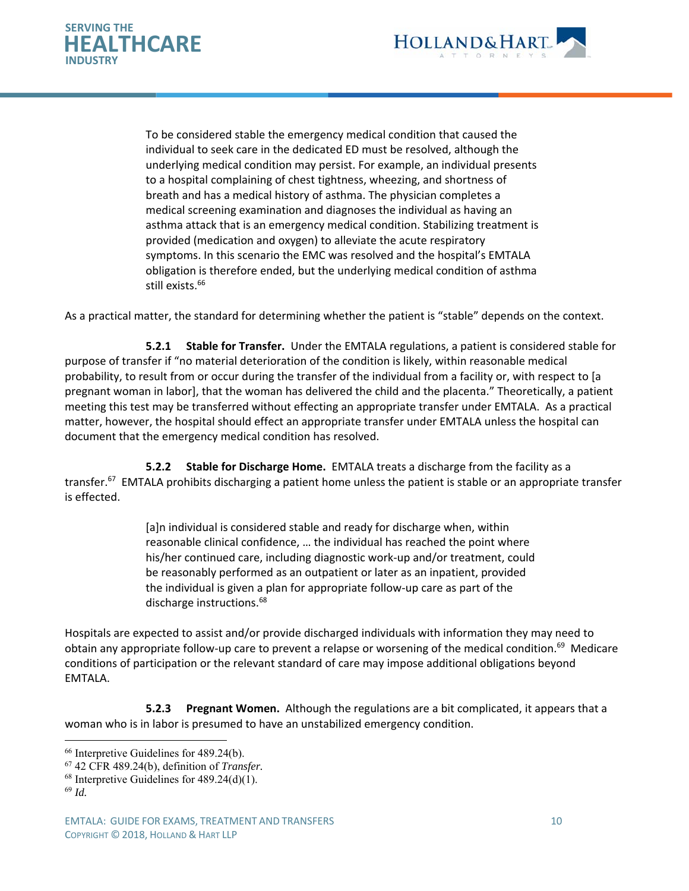> To be considered stable the emergency medical condition that caused the individual to seek care in the dedicated ED must be resolved, although the underlying medical condition may persist. For example, an individual presents to a hospital complaining of chest tightness, wheezing, and shortness of breath and has a medical history of asthma. The physician completes a medical screening examination and diagnoses the individual as having an asthma attack that is an emergency medical condition. Stabilizing treatment is provided (medication and oxygen) to alleviate the acute respiratory symptoms. In this scenario the EMC was resolved and the hospital's EMTALA obligation is therefore ended, but the underlying medical condition of asthma still exists.[66]

As a practical matter, the standard for determining whether the patient is "stable" depends on the context.

**5.2.1 Stable for Transfer.** Under the EMTALA regulations, a patient is considered stable for purpose of transfer if "no material deterioration of the condition is likely, within reasonable medical probability, to result from or occur during the transfer of the individual from a facility or, with respect to [a pregnant woman in labor], that the woman has delivered the child and the placenta." Theoretically, a patient meeting this test may be transferred without effecting an appropriate transfer under EMTALA. As a practical matter, however, the hospital should effect an appropriate transfer under EMTALA unless the hospital can document that the emergency medical condition has resolved.

**5.2.2 Stable for Discharge Home.** EMTALA treats a discharge from the facility as a transfer.[67] EMTALA prohibits discharging a patient home unless the patient is stable or an appropriate transfer is effected.

> [a]n individual is considered stable and ready for discharge when, within reasonable clinical confidence, … the individual has reached the point where his/her continued care, including diagnostic work-up and/or treatment, could be reasonably performed as an outpatient or later as an inpatient, provided the individual is given a plan for appropriate follow-up care as part of the discharge instructions.[68]

Hospitals are expected to assist and/or provide discharged individuals with information they may need to obtain any appropriate follow-up care to prevent a relapse or worsening of the medical condition.[69] Medicare conditions of participation or the relevant standard of care may impose additional obligations beyond EMTALA.

**5.2.3 Pregnant Women.** Although the regulations are a bit complicated, it appears that a woman who is in labor is presumed to have an unstabilized emergency condition.

---

[66] Interpretive Guidelines for 489.24(b).

[67] 42 CFR 489.24(b), definition of *Transfer*.

[68] Interpretive Guidelines for 489.24(d)(1).

[69] *Id.*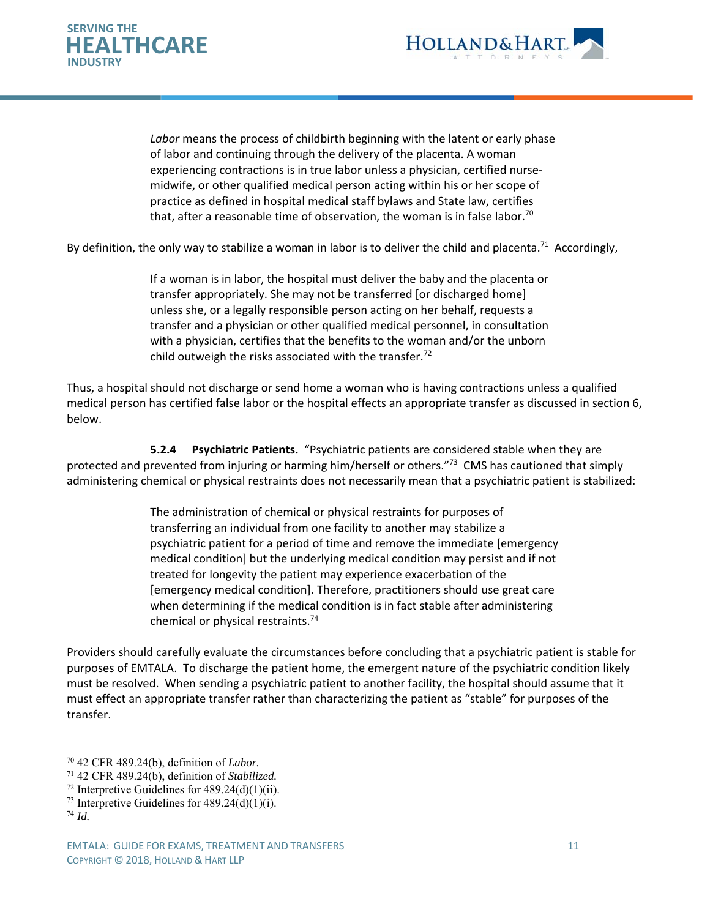> *Labor* means the process of childbirth beginning with the latent or early phase of labor and continuing through the delivery of the placenta. A woman experiencing contractions is in true labor unless a physician, certified nurse-midwife, or other qualified medical person acting within his or her scope of practice as defined in hospital medical staff bylaws and State law, certifies that, after a reasonable time of observation, the woman is in false labor.[70]

By definition, the only way to stabilize a woman in labor is to deliver the child and placenta.[71] Accordingly,

> If a woman is in labor, the hospital must deliver the baby and the placenta or transfer appropriately. She may not be transferred [or discharged home] unless she, or a legally responsible person acting on her behalf, requests a transfer and a physician or other qualified medical personnel, in consultation with a physician, certifies that the benefits to the woman and/or the unborn child outweigh the risks associated with the transfer.[72]

Thus, a hospital should not discharge or send home a woman who is having contractions unless a qualified medical person has certified false labor or the hospital effects an appropriate transfer as discussed in section 6, below.

**5.2.4 Psychiatric Patients.** "Psychiatric patients are considered stable when they are protected and prevented from injuring or harming him/herself or others."[73] CMS has cautioned that simply administering chemical or physical restraints does not necessarily mean that a psychiatric patient is stabilized:

> The administration of chemical or physical restraints for purposes of transferring an individual from one facility to another may stabilize a psychiatric patient for a period of time and remove the immediate [emergency medical condition] but the underlying medical condition may persist and if not treated for longevity the patient may experience exacerbation of the [emergency medical condition]. Therefore, practitioners should use great care when determining if the medical condition is in fact stable after administering chemical or physical restraints.[74]

Providers should carefully evaluate the circumstances before concluding that a psychiatric patient is stable for purposes of EMTALA. To discharge the patient home, the emergent nature of the psychiatric condition likely must be resolved. When sending a psychiatric patient to another facility, the hospital should assume that it must effect an appropriate transfer rather than characterizing the patient as "stable" for purposes of the transfer.

---

[70] 42 CFR 489.24(b), definition of *Labor*.

[71] 42 CFR 489.24(b), definition of *Stabilized*.

[72] Interpretive Guidelines for 489.24(d)(1)(ii).

[73] Interpretive Guidelines for 489.24(d)(1)(i).

[74] *Id.*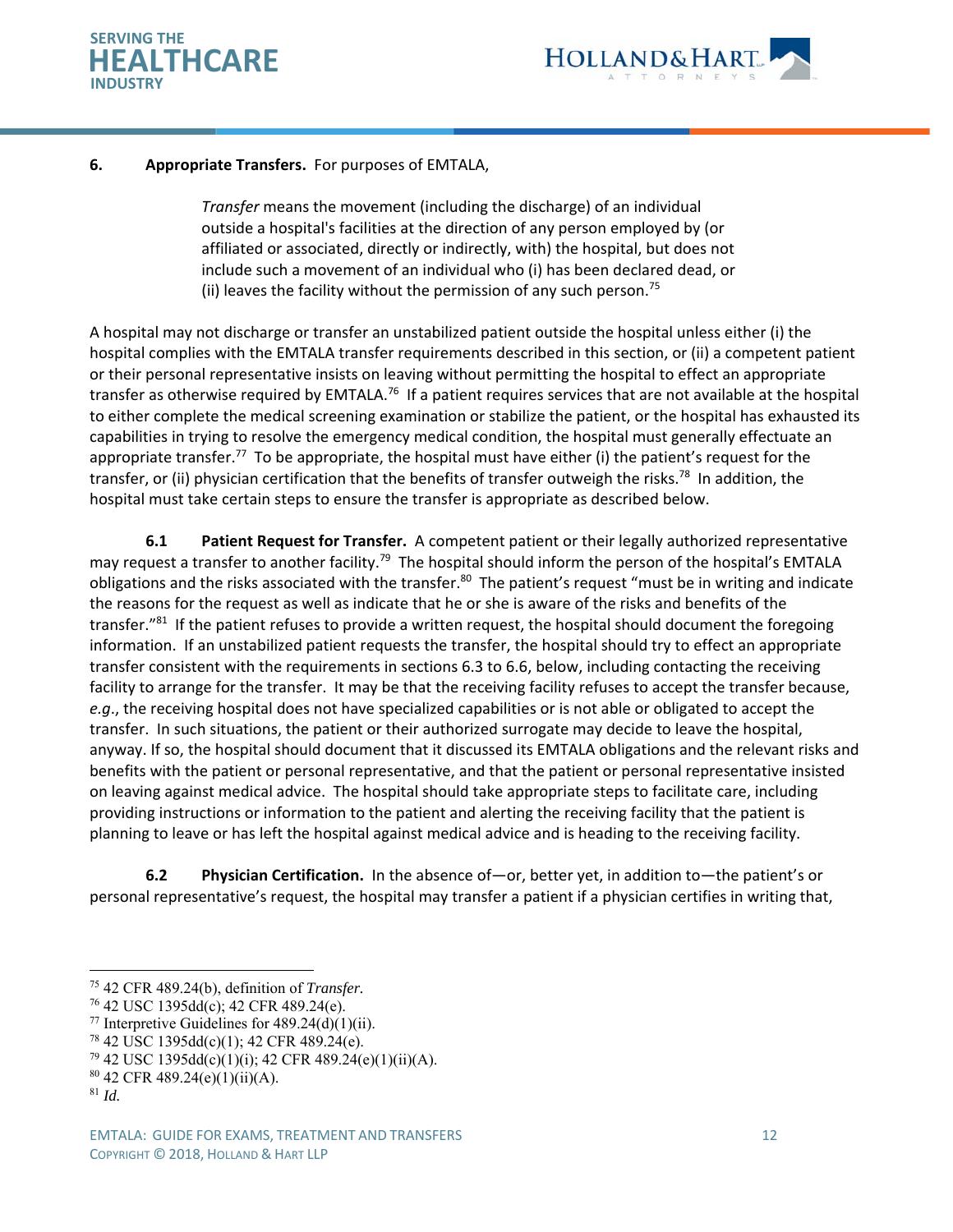**6. Appropriate Transfers.** For purposes of EMTALA,

> *Transfer* means the movement (including the discharge) of an individual outside a hospital's facilities at the direction of any person employed by (or affiliated or associated, directly or indirectly, with) the hospital, but does not include such a movement of an individual who (i) has been declared dead, or (ii) leaves the facility without the permission of any such person.[75]

A hospital may not discharge or transfer an unstabilized patient outside the hospital unless either (i) the hospital complies with the EMTALA transfer requirements described in this section, or (ii) a competent patient or their personal representative insists on leaving without permitting the hospital to effect an appropriate transfer as otherwise required by EMTALA.[76] If a patient requires services that are not available at the hospital to either complete the medical screening examination or stabilize the patient, or the hospital has exhausted its capabilities in trying to resolve the emergency medical condition, the hospital must generally effectuate an appropriate transfer.[77] To be appropriate, the hospital must have either (i) the patient's request for the transfer, or (ii) physician certification that the benefits of transfer outweigh the risks.[78] In addition, the hospital must take certain steps to ensure the transfer is appropriate as described below.

**6.1 Patient Request for Transfer.** A competent patient or their legally authorized representative may request a transfer to another facility.[79] The hospital should inform the person of the hospital's EMTALA obligations and the risks associated with the transfer.[80] The patient's request "must be in writing and indicate the reasons for the request as well as indicate that he or she is aware of the risks and benefits of the transfer."[81] If the patient refuses to provide a written request, the hospital should document the foregoing information. If an unstabilized patient requests the transfer, the hospital should try to effect an appropriate transfer consistent with the requirements in sections 6.3 to 6.6, below, including contacting the receiving facility to arrange for the transfer. It may be that the receiving facility refuses to accept the transfer because, *e.g*., the receiving hospital does not have specialized capabilities or is not able or obligated to accept the transfer. In such situations, the patient or their authorized surrogate may decide to leave the hospital, anyway. If so, the hospital should document that it discussed its EMTALA obligations and the relevant risks and benefits with the patient or personal representative, and that the patient or personal representative insisted on leaving against medical advice. The hospital should take appropriate steps to facilitate care, including providing instructions or information to the patient and alerting the receiving facility that the patient is planning to leave or has left the hospital against medical advice and is heading to the receiving facility.

**6.2 Physician Certification.** In the absence of—or, better yet, in addition to—the patient's or personal representative's request, the hospital may transfer a patient if a physician certifies in writing that,

---

[75] 42 CFR 489.24(b), definition of *Transfer*.

[76] 42 USC 1395dd(c); 42 CFR 489.24(e).

[77] Interpretive Guidelines for 489.24(d)(1)(ii).

[78] 42 USC 1395dd(c)(1); 42 CFR 489.24(e).

[79] 42 USC 1395dd(c)(1)(i); 42 CFR 489.24(e)(1)(ii)(A).

[80] 42 CFR 489.24(e)(1)(ii)(A).

[81] *Id.*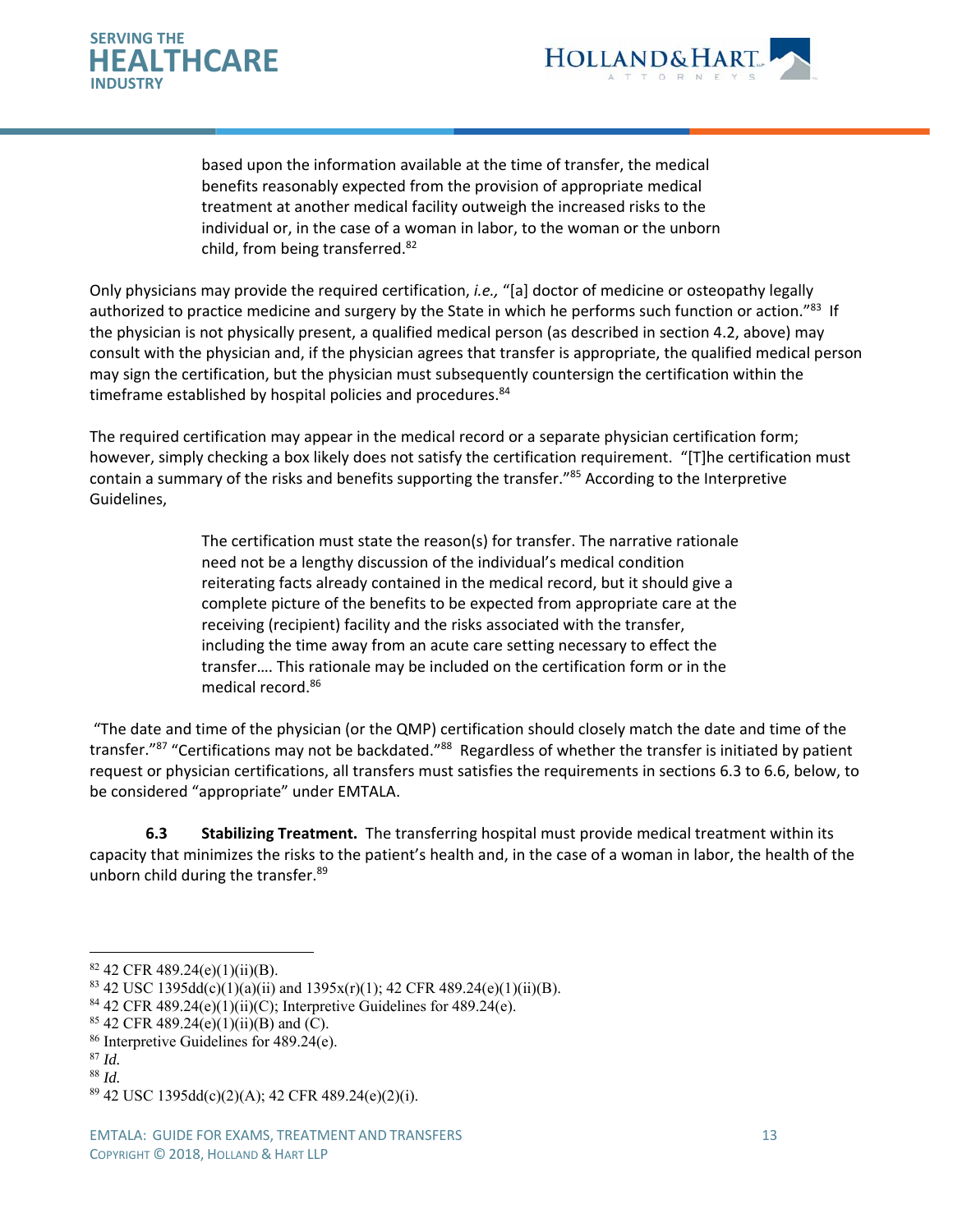> based upon the information available at the time of transfer, the medical benefits reasonably expected from the provision of appropriate medical treatment at another medical facility outweigh the increased risks to the individual or, in the case of a woman in labor, to the woman or the unborn child, from being transferred.[82]

Only physicians may provide the required certification, *i.e.,* "[a] doctor of medicine or osteopathy legally authorized to practice medicine and surgery by the State in which he performs such function or action."[83] If the physician is not physically present, a qualified medical person (as described in section 4.2, above) may consult with the physician and, if the physician agrees that transfer is appropriate, the qualified medical person may sign the certification, but the physician must subsequently countersign the certification within the timeframe established by hospital policies and procedures.[84]

The required certification may appear in the medical record or a separate physician certification form; however, simply checking a box likely does not satisfy the certification requirement. "[T]he certification must contain a summary of the risks and benefits supporting the transfer."[85] According to the Interpretive Guidelines,

> The certification must state the reason(s) for transfer. The narrative rationale need not be a lengthy discussion of the individual's medical condition reiterating facts already contained in the medical record, but it should give a complete picture of the benefits to be expected from appropriate care at the receiving (recipient) facility and the risks associated with the transfer, including the time away from an acute care setting necessary to effect the transfer…. This rationale may be included on the certification form or in the medical record.[86]

"The date and time of the physician (or the QMP) certification should closely match the date and time of the transfer."[87] "Certifications may not be backdated."[88] Regardless of whether the transfer is initiated by patient request or physician certifications, all transfers must satisfies the requirements in sections 6.3 to 6.6, below, to be considered "appropriate" under EMTALA.

**6.3 Stabilizing Treatment.** The transferring hospital must provide medical treatment within its capacity that minimizes the risks to the patient's health and, in the case of a woman in labor, the health of the unborn child during the transfer.[89]

---

[82] 42 CFR 489.24(e)(1)(ii)(B).
[83] 42 USC 1395dd(c)(1)(a)(ii) and 1395x(r)(1); 42 CFR 489.24(e)(1)(ii)(B).
[84] 42 CFR 489.24(e)(1)(ii)(C); Interpretive Guidelines for 489.24(e).
[85] 42 CFR 489.24(e)(1)(ii)(B) and (C).
[86] Interpretive Guidelines for 489.24(e).
[87] *Id.*
[88] *Id.*
[89] 42 USC 1395dd(c)(2)(A); 42 CFR 489.24(e)(2)(i).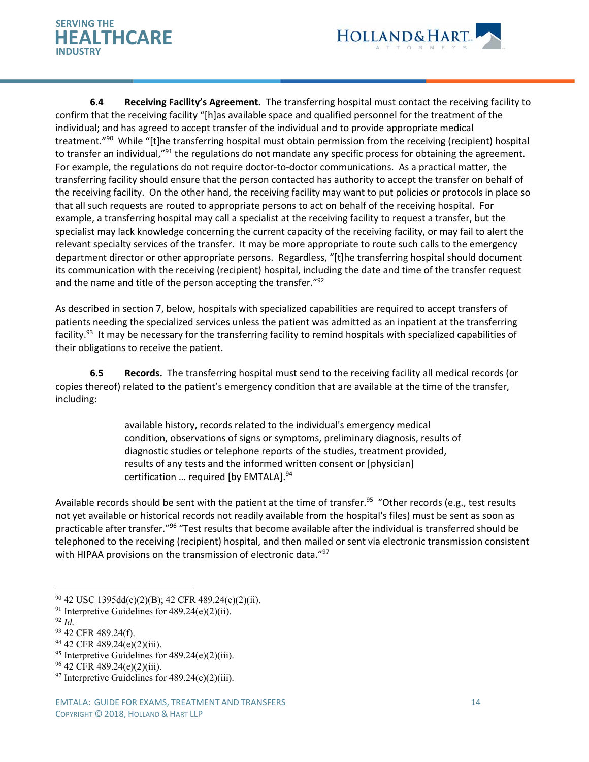**6.4 Receiving Facility's Agreement.** The transferring hospital must contact the receiving facility to confirm that the receiving facility "[h]as available space and qualified personnel for the treatment of the individual; and has agreed to accept transfer of the individual and to provide appropriate medical treatment."[90] While "[t]he transferring hospital must obtain permission from the receiving (recipient) hospital to transfer an individual,"[91] the regulations do not mandate any specific process for obtaining the agreement. For example, the regulations do not require doctor-to-doctor communications. As a practical matter, the transferring facility should ensure that the person contacted has authority to accept the transfer on behalf of the receiving facility. On the other hand, the receiving facility may want to put policies or protocols in place so that all such requests are routed to appropriate persons to act on behalf of the receiving hospital. For example, a transferring hospital may call a specialist at the receiving facility to request a transfer, but the specialist may lack knowledge concerning the current capacity of the receiving facility, or may fail to alert the relevant specialty services of the transfer. It may be more appropriate to route such calls to the emergency department director or other appropriate persons. Regardless, "[t]he transferring hospital should document its communication with the receiving (recipient) hospital, including the date and time of the transfer request and the name and title of the person accepting the transfer."[92]

As described in section 7, below, hospitals with specialized capabilities are required to accept transfers of patients needing the specialized services unless the patient was admitted as an inpatient at the transferring facility.[93] It may be necessary for the transferring facility to remind hospitals with specialized capabilities of their obligations to receive the patient.

**6.5 Records.** The transferring hospital must send to the receiving facility all medical records (or copies thereof) related to the patient's emergency condition that are available at the time of the transfer, including:

> available history, records related to the individual's emergency medical condition, observations of signs or symptoms, preliminary diagnosis, results of diagnostic studies or telephone reports of the studies, treatment provided, results of any tests and the informed written consent or [physician] certification … required [by EMTALA].[94]

Available records should be sent with the patient at the time of transfer.[95] "Other records (e.g., test results not yet available or historical records not readily available from the hospital's files) must be sent as soon as practicable after transfer."[96] "Test results that become available after the individual is transferred should be telephoned to the receiving (recipient) hospital, and then mailed or sent via electronic transmission consistent with HIPAA provisions on the transmission of electronic data."[97]

---

[90] 42 USC 1395dd(c)(2)(B); 42 CFR 489.24(e)(2)(ii).
[91] Interpretive Guidelines for 489.24(e)(2)(ii).
[92] *Id.*
[93] 42 CFR 489.24(f).
[94] 42 CFR 489.24(e)(2)(iii).
[95] Interpretive Guidelines for 489.24(e)(2)(iii).
[96] 42 CFR 489.24(e)(2)(iii).
[97] Interpretive Guidelines for 489.24(e)(2)(iii).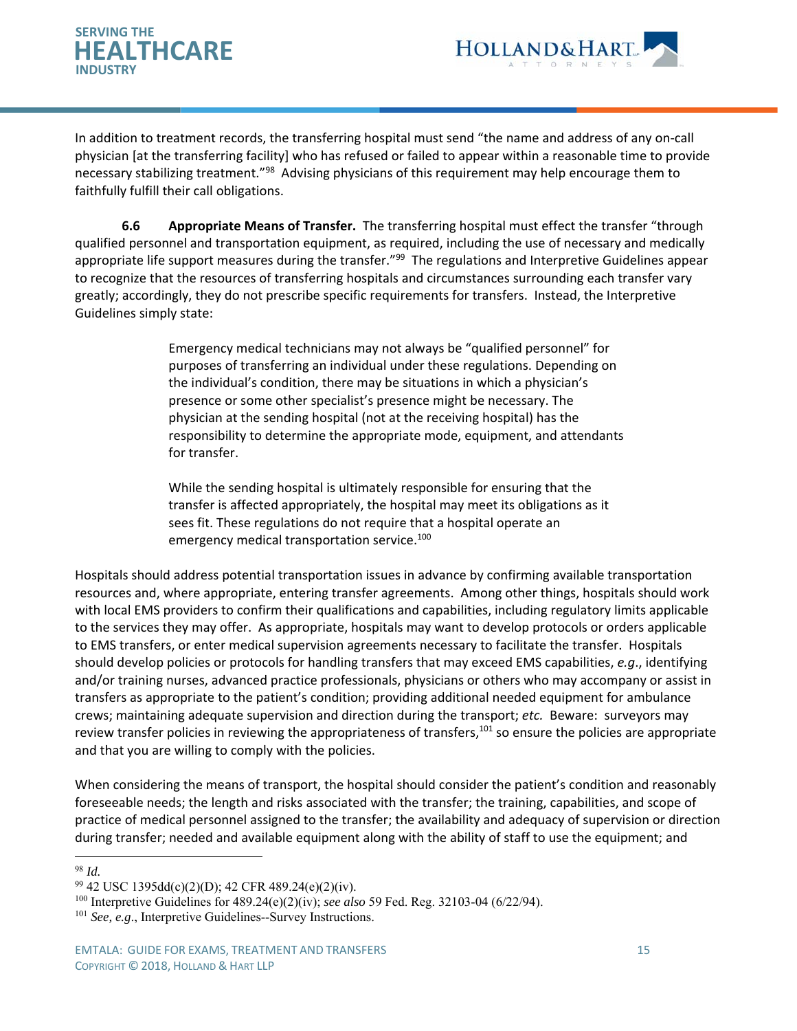In addition to treatment records, the transferring hospital must send "the name and address of any on-call physician [at the transferring facility] who has refused or failed to appear within a reasonable time to provide necessary stabilizing treatment."[98] Advising physicians of this requirement may help encourage them to faithfully fulfill their call obligations.

**6.6 Appropriate Means of Transfer.** The transferring hospital must effect the transfer "through qualified personnel and transportation equipment, as required, including the use of necessary and medically appropriate life support measures during the transfer."[99] The regulations and Interpretive Guidelines appear to recognize that the resources of transferring hospitals and circumstances surrounding each transfer vary greatly; accordingly, they do not prescribe specific requirements for transfers. Instead, the Interpretive Guidelines simply state:

> Emergency medical technicians may not always be "qualified personnel" for purposes of transferring an individual under these regulations. Depending on the individual's condition, there may be situations in which a physician's presence or some other specialist's presence might be necessary. The physician at the sending hospital (not at the receiving hospital) has the responsibility to determine the appropriate mode, equipment, and attendants for transfer.
>
> While the sending hospital is ultimately responsible for ensuring that the transfer is affected appropriately, the hospital may meet its obligations as it sees fit. These regulations do not require that a hospital operate an emergency medical transportation service.[100]

Hospitals should address potential transportation issues in advance by confirming available transportation resources and, where appropriate, entering transfer agreements. Among other things, hospitals should work with local EMS providers to confirm their qualifications and capabilities, including regulatory limits applicable to the services they may offer. As appropriate, hospitals may want to develop protocols or orders applicable to EMS transfers, or enter medical supervision agreements necessary to facilitate the transfer. Hospitals should develop policies or protocols for handling transfers that may exceed EMS capabilities, *e.g.*, identifying and/or training nurses, advanced practice professionals, physicians or others who may accompany or assist in transfers as appropriate to the patient's condition; providing additional needed equipment for ambulance crews; maintaining adequate supervision and direction during the transport; *etc.* Beware: surveyors may review transfer policies in reviewing the appropriateness of transfers,[101] so ensure the policies are appropriate and that you are willing to comply with the policies.

When considering the means of transport, the hospital should consider the patient's condition and reasonably foreseeable needs; the length and risks associated with the transfer; the training, capabilities, and scope of practice of medical personnel assigned to the transfer; the availability and adequacy of supervision or direction during transfer; needed and available equipment along with the ability of staff to use the equipment; and

---

[98] *Id.*

[99] 42 USC 1395dd(c)(2)(D); 42 CFR 489.24(e)(2)(iv).

[100] Interpretive Guidelines for 489.24(e)(2)(iv); *see also* 59 Fed. Reg. 32103-04 (6/22/94).

[101] *See, e.g.*, Interpretive Guidelines--Survey Instructions.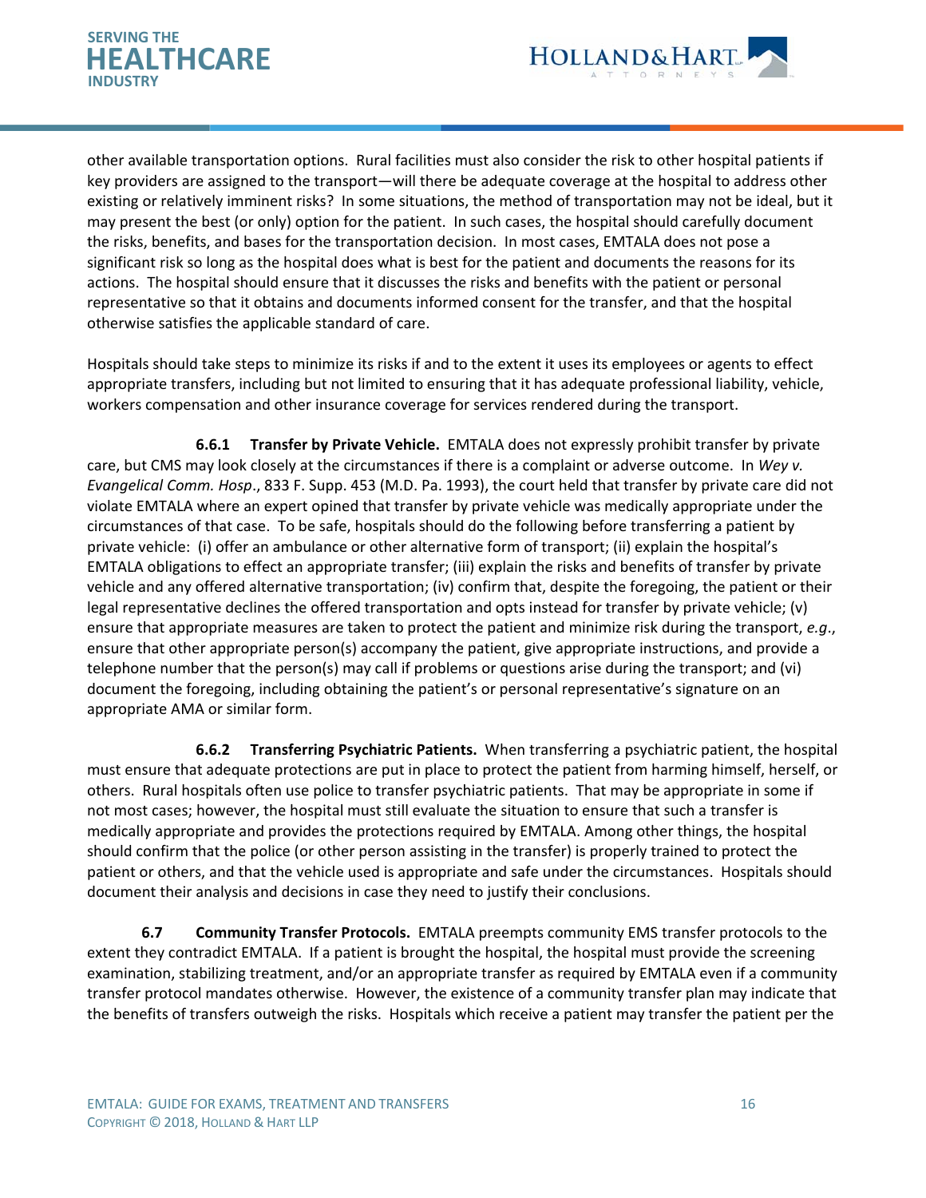other available transportation options. Rural facilities must also consider the risk to other hospital patients if key providers are assigned to the transport—will there be adequate coverage at the hospital to address other existing or relatively imminent risks? In some situations, the method of transportation may not be ideal, but it may present the best (or only) option for the patient. In such cases, the hospital should carefully document the risks, benefits, and bases for the transportation decision. In most cases, EMTALA does not pose a significant risk so long as the hospital does what is best for the patient and documents the reasons for its actions. The hospital should ensure that it discusses the risks and benefits with the patient or personal representative so that it obtains and documents informed consent for the transfer, and that the hospital otherwise satisfies the applicable standard of care.

Hospitals should take steps to minimize its risks if and to the extent it uses its employees or agents to effect appropriate transfers, including but not limited to ensuring that it has adequate professional liability, vehicle, workers compensation and other insurance coverage for services rendered during the transport.

**6.6.1 Transfer by Private Vehicle.** EMTALA does not expressly prohibit transfer by private care, but CMS may look closely at the circumstances if there is a complaint or adverse outcome. In *Wey v. Evangelical Comm. Hosp*., 833 F. Supp. 453 (M.D. Pa. 1993), the court held that transfer by private care did not violate EMTALA where an expert opined that transfer by private vehicle was medically appropriate under the circumstances of that case. To be safe, hospitals should do the following before transferring a patient by private vehicle: (i) offer an ambulance or other alternative form of transport; (ii) explain the hospital's EMTALA obligations to effect an appropriate transfer; (iii) explain the risks and benefits of transfer by private vehicle and any offered alternative transportation; (iv) confirm that, despite the foregoing, the patient or their legal representative declines the offered transportation and opts instead for transfer by private vehicle; (v) ensure that appropriate measures are taken to protect the patient and minimize risk during the transport, *e.g*., ensure that other appropriate person(s) accompany the patient, give appropriate instructions, and provide a telephone number that the person(s) may call if problems or questions arise during the transport; and (vi) document the foregoing, including obtaining the patient's or personal representative's signature on an appropriate AMA or similar form.

**6.6.2 Transferring Psychiatric Patients.** When transferring a psychiatric patient, the hospital must ensure that adequate protections are put in place to protect the patient from harming himself, herself, or others. Rural hospitals often use police to transfer psychiatric patients. That may be appropriate in some if not most cases; however, the hospital must still evaluate the situation to ensure that such a transfer is medically appropriate and provides the protections required by EMTALA. Among other things, the hospital should confirm that the police (or other person assisting in the transfer) is properly trained to protect the patient or others, and that the vehicle used is appropriate and safe under the circumstances. Hospitals should document their analysis and decisions in case they need to justify their conclusions.

**6.7 Community Transfer Protocols.** EMTALA preempts community EMS transfer protocols to the extent they contradict EMTALA. If a patient is brought the hospital, the hospital must provide the screening examination, stabilizing treatment, and/or an appropriate transfer as required by EMTALA even if a community transfer protocol mandates otherwise. However, the existence of a community transfer plan may indicate that the benefits of transfers outweigh the risks. Hospitals which receive a patient may transfer the patient per the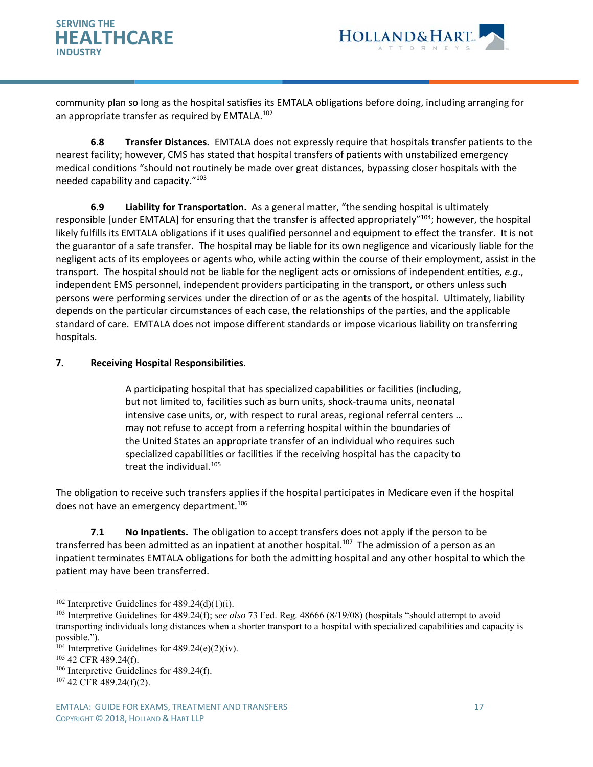community plan so long as the hospital satisfies its EMTALA obligations before doing, including arranging for an appropriate transfer as required by EMTALA.[102]

**6.8 Transfer Distances.** EMTALA does not expressly require that hospitals transfer patients to the nearest facility; however, CMS has stated that hospital transfers of patients with unstabilized emergency medical conditions "should not routinely be made over great distances, bypassing closer hospitals with the needed capability and capacity."[103]

**6.9 Liability for Transportation.** As a general matter, "the sending hospital is ultimately responsible [under EMTALA] for ensuring that the transfer is affected appropriately"[104]; however, the hospital likely fulfills its EMTALA obligations if it uses qualified personnel and equipment to effect the transfer. It is not the guarantor of a safe transfer. The hospital may be liable for its own negligence and vicariously liable for the negligent acts of its employees or agents who, while acting within the course of their employment, assist in the transport. The hospital should not be liable for the negligent acts or omissions of independent entities, *e.g*., independent EMS personnel, independent providers participating in the transport, or others unless such persons were performing services under the direction of or as the agents of the hospital. Ultimately, liability depends on the particular circumstances of each case, the relationships of the parties, and the applicable standard of care. EMTALA does not impose different standards or impose vicarious liability on transferring hospitals.

**7. Receiving Hospital Responsibilities**.

> A participating hospital that has specialized capabilities or facilities (including, but not limited to, facilities such as burn units, shock-trauma units, neonatal intensive case units, or, with respect to rural areas, regional referral centers … may not refuse to accept from a referring hospital within the boundaries of the United States an appropriate transfer of an individual who requires such specialized capabilities or facilities if the receiving hospital has the capacity to treat the individual.[105]

The obligation to receive such transfers applies if the hospital participates in Medicare even if the hospital does not have an emergency department.[106]

**7.1 No Inpatients.** The obligation to accept transfers does not apply if the person to be transferred has been admitted as an inpatient at another hospital.[107] The admission of a person as an inpatient terminates EMTALA obligations for both the admitting hospital and any other hospital to which the patient may have been transferred.

---

[102] Interpretive Guidelines for 489.24(d)(1)(i).

[103] Interpretive Guidelines for 489.24(f); *see also* 73 Fed. Reg. 48666 (8/19/08) (hospitals "should attempt to avoid transporting individuals long distances when a shorter transport to a hospital with specialized capabilities and capacity is possible.").

[104] Interpretive Guidelines for 489.24(e)(2)(iv).

[105] 42 CFR 489.24(f).

[106] Interpretive Guidelines for 489.24(f).

[107] 42 CFR 489.24(f)(2).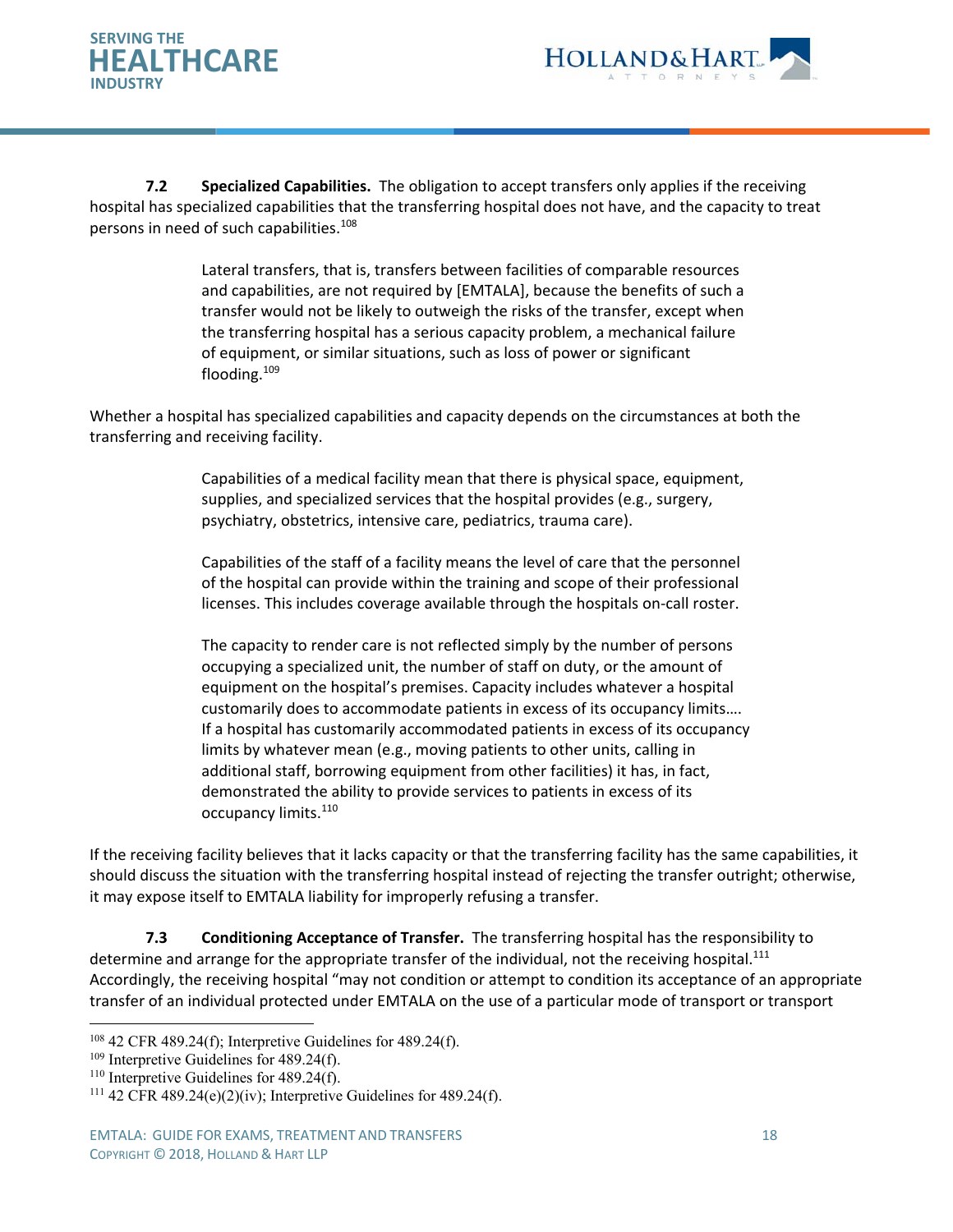**7.2 Specialized Capabilities.** The obligation to accept transfers only applies if the receiving hospital has specialized capabilities that the transferring hospital does not have, and the capacity to treat persons in need of such capabilities.[108]

> Lateral transfers, that is, transfers between facilities of comparable resources and capabilities, are not required by [EMTALA], because the benefits of such a transfer would not be likely to outweigh the risks of the transfer, except when the transferring hospital has a serious capacity problem, a mechanical failure of equipment, or similar situations, such as loss of power or significant flooding.[109]

Whether a hospital has specialized capabilities and capacity depends on the circumstances at both the transferring and receiving facility.

> Capabilities of a medical facility mean that there is physical space, equipment, supplies, and specialized services that the hospital provides (e.g., surgery, psychiatry, obstetrics, intensive care, pediatrics, trauma care).
>
> Capabilities of the staff of a facility means the level of care that the personnel of the hospital can provide within the training and scope of their professional licenses. This includes coverage available through the hospitals on-call roster.
>
> The capacity to render care is not reflected simply by the number of persons occupying a specialized unit, the number of staff on duty, or the amount of equipment on the hospital's premises. Capacity includes whatever a hospital customarily does to accommodate patients in excess of its occupancy limits…. If a hospital has customarily accommodated patients in excess of its occupancy limits by whatever mean (e.g., moving patients to other units, calling in additional staff, borrowing equipment from other facilities) it has, in fact, demonstrated the ability to provide services to patients in excess of its occupancy limits.[110]

If the receiving facility believes that it lacks capacity or that the transferring facility has the same capabilities, it should discuss the situation with the transferring hospital instead of rejecting the transfer outright; otherwise, it may expose itself to EMTALA liability for improperly refusing a transfer.

**7.3 Conditioning Acceptance of Transfer.** The transferring hospital has the responsibility to determine and arrange for the appropriate transfer of the individual, not the receiving hospital.[111] Accordingly, the receiving hospital "may not condition or attempt to condition its acceptance of an appropriate transfer of an individual protected under EMTALA on the use of a particular mode of transport or transport

---

[108] 42 CFR 489.24(f); Interpretive Guidelines for 489.24(f).

[109] Interpretive Guidelines for 489.24(f).

[110] Interpretive Guidelines for 489.24(f).

[111] 42 CFR 489.24(e)(2)(iv); Interpretive Guidelines for 489.24(f).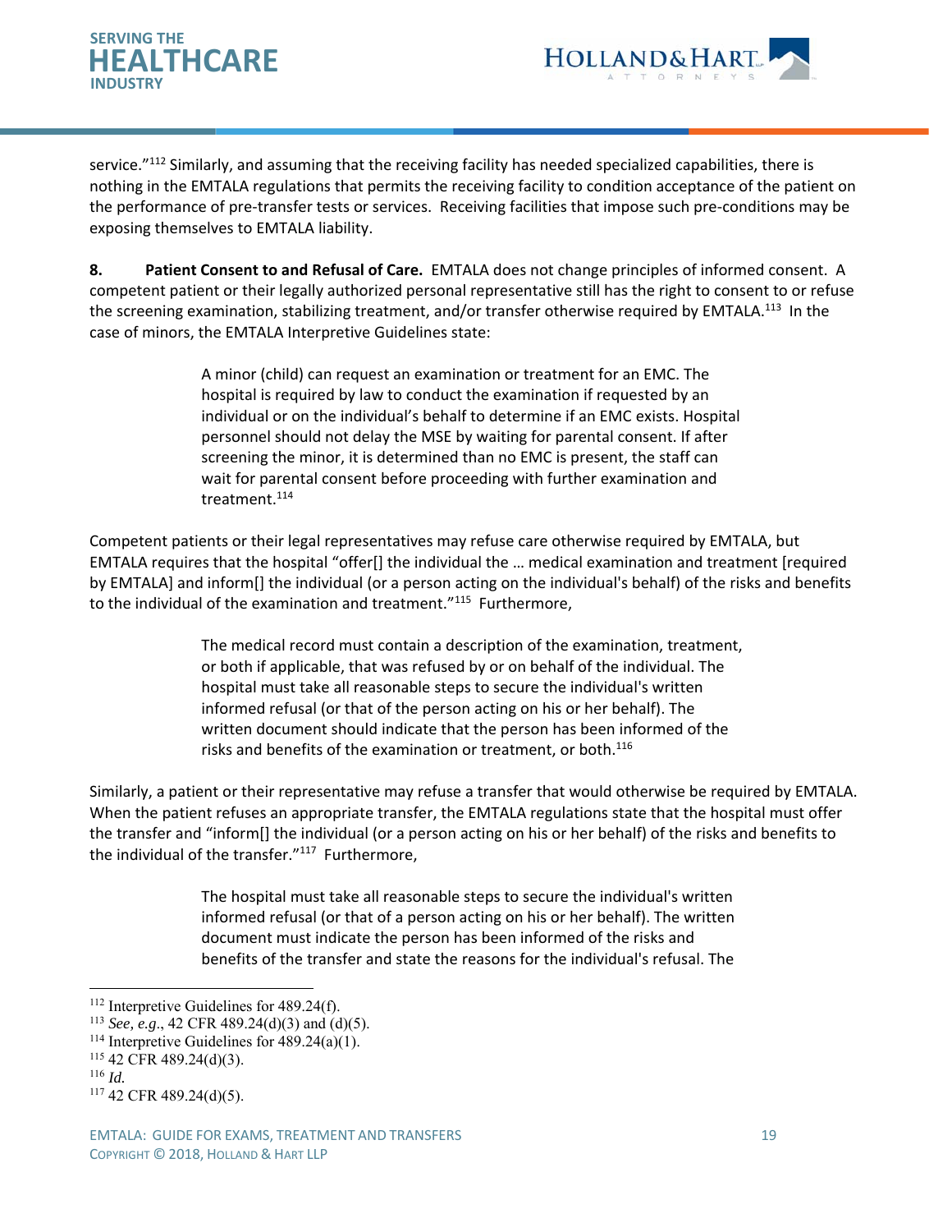service."[112] Similarly, and assuming that the receiving facility has needed specialized capabilities, there is nothing in the EMTALA regulations that permits the receiving facility to condition acceptance of the patient on the performance of pre-transfer tests or services. Receiving facilities that impose such pre-conditions may be exposing themselves to EMTALA liability.

**8. Patient Consent to and Refusal of Care.** EMTALA does not change principles of informed consent. A competent patient or their legally authorized personal representative still has the right to consent to or refuse the screening examination, stabilizing treatment, and/or transfer otherwise required by EMTALA.[113] In the case of minors, the EMTALA Interpretive Guidelines state:

> A minor (child) can request an examination or treatment for an EMC. The hospital is required by law to conduct the examination if requested by an individual or on the individual's behalf to determine if an EMC exists. Hospital personnel should not delay the MSE by waiting for parental consent. If after screening the minor, it is determined than no EMC is present, the staff can wait for parental consent before proceeding with further examination and treatment.[114]

Competent patients or their legal representatives may refuse care otherwise required by EMTALA, but EMTALA requires that the hospital "offer[] the individual the … medical examination and treatment [required by EMTALA] and inform[] the individual (or a person acting on the individual's behalf) of the risks and benefits to the individual of the examination and treatment."[115] Furthermore,

> The medical record must contain a description of the examination, treatment, or both if applicable, that was refused by or on behalf of the individual. The hospital must take all reasonable steps to secure the individual's written informed refusal (or that of the person acting on his or her behalf). The written document should indicate that the person has been informed of the risks and benefits of the examination or treatment, or both.[116]

Similarly, a patient or their representative may refuse a transfer that would otherwise be required by EMTALA. When the patient refuses an appropriate transfer, the EMTALA regulations state that the hospital must offer the transfer and "inform[] the individual (or a person acting on his or her behalf) of the risks and benefits to the individual of the transfer."[117] Furthermore,

> The hospital must take all reasonable steps to secure the individual's written informed refusal (or that of a person acting on his or her behalf). The written document must indicate the person has been informed of the risks and benefits of the transfer and state the reasons for the individual's refusal. The

---

[112] Interpretive Guidelines for 489.24(f).
[113] *See, e.g.*, 42 CFR 489.24(d)(3) and (d)(5).
[114] Interpretive Guidelines for 489.24(a)(1).
[115] 42 CFR 489.24(d)(3).
[116] *Id.*
[117] 42 CFR 489.24(d)(5).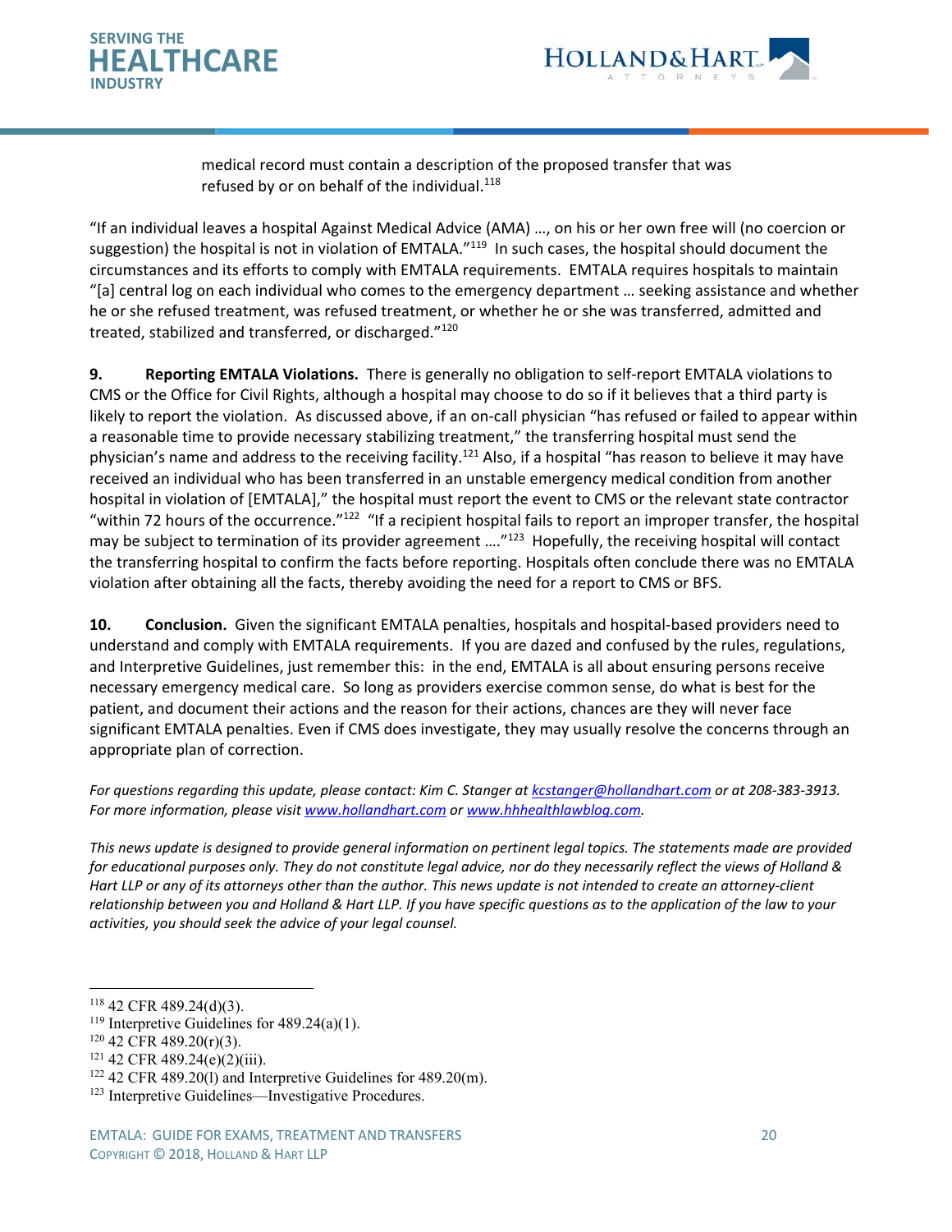medical record must contain a description of the proposed transfer that was refused by or on behalf of the individual.[118]

"If an individual leaves a hospital Against Medical Advice (AMA) …, on his or her own free will (no coercion or suggestion) the hospital is not in violation of EMTALA."[119] In such cases, the hospital should document the circumstances and its efforts to comply with EMTALA requirements. EMTALA requires hospitals to maintain "[a] central log on each individual who comes to the emergency department … seeking assistance and whether he or she refused treatment, was refused treatment, or whether he or she was transferred, admitted and treated, stabilized and transferred, or discharged."[120]

**9. Reporting EMTALA Violations.** There is generally no obligation to self-report EMTALA violations to CMS or the Office for Civil Rights, although a hospital may choose to do so if it believes that a third party is likely to report the violation. As discussed above, if an on-call physician "has refused or failed to appear within a reasonable time to provide necessary stabilizing treatment," the transferring hospital must send the physician's name and address to the receiving facility.[121] Also, if a hospital "has reason to believe it may have received an individual who has been transferred in an unstable emergency medical condition from another hospital in violation of [EMTALA]," the hospital must report the event to CMS or the relevant state contractor "within 72 hours of the occurrence."[122] "If a recipient hospital fails to report an improper transfer, the hospital may be subject to termination of its provider agreement …."[123] Hopefully, the receiving hospital will contact the transferring hospital to confirm the facts before reporting. Hospitals often conclude there was no EMTALA violation after obtaining all the facts, thereby avoiding the need for a report to CMS or BFS.

**10. Conclusion.** Given the significant EMTALA penalties, hospitals and hospital-based providers need to understand and comply with EMTALA requirements. If you are dazed and confused by the rules, regulations, and Interpretive Guidelines, just remember this: in the end, EMTALA is all about ensuring persons receive necessary emergency medical care. So long as providers exercise common sense, do what is best for the patient, and document their actions and the reason for their actions, chances are they will never face significant EMTALA penalties. Even if CMS does investigate, they may usually resolve the concerns through an appropriate plan of correction.

*For questions regarding this update, please contact: Kim C. Stanger at kcstanger@hollandhart.com or at 208-383-3913. For more information, please visit www.hollandhart.com or www.hhhealthlawblog.com.*

*This news update is designed to provide general information on pertinent legal topics. The statements made are provided for educational purposes only. They do not constitute legal advice, nor do they necessarily reflect the views of Holland & Hart LLP or any of its attorneys other than the author. This news update is not intended to create an attorney-client relationship between you and Holland & Hart LLP. If you have specific questions as to the application of the law to your activities, you should seek the advice of your legal counsel.*

---

[118] 42 CFR 489.24(d)(3).

[119] Interpretive Guidelines for 489.24(a)(1).

[120] 42 CFR 489.20(r)(3).

[121] 42 CFR 489.24(e)(2)(iii).

[122] 42 CFR 489.20(l) and Interpretive Guidelines for 489.20(m).

[123] Interpretive Guidelines—Investigative Procedures.